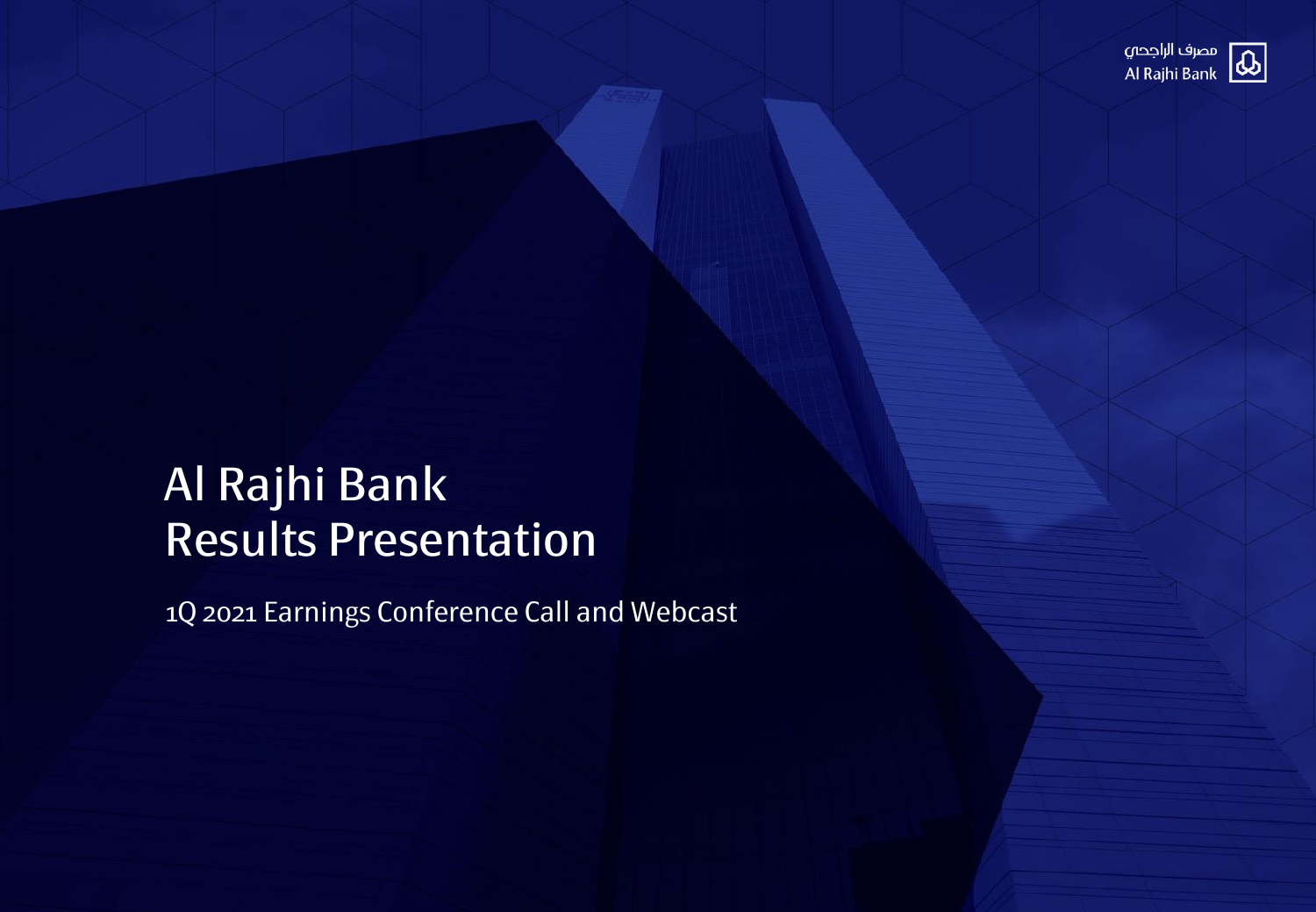مصرف الراجحي
Al Rajhi Bank

# Al Rajhi Bank Results Presentation

1Q 2021 Earnings Conference Call and Webcast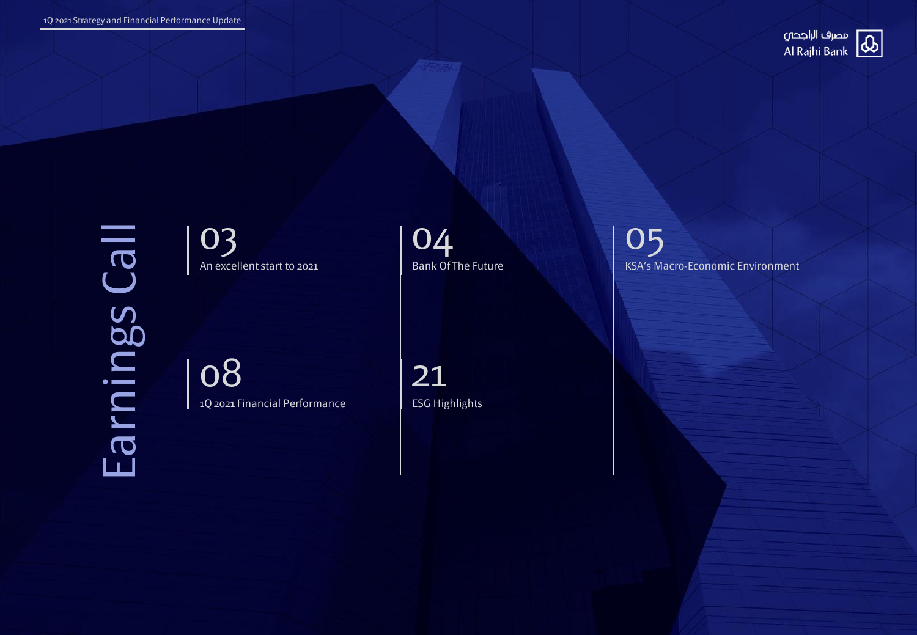# Earnings Call

03
An excellent start to 2021

04
Bank Of The Future

05
KSA's Macro-Economic Environment

08
1Q 2021 Financial Performance

21
ESG Highlights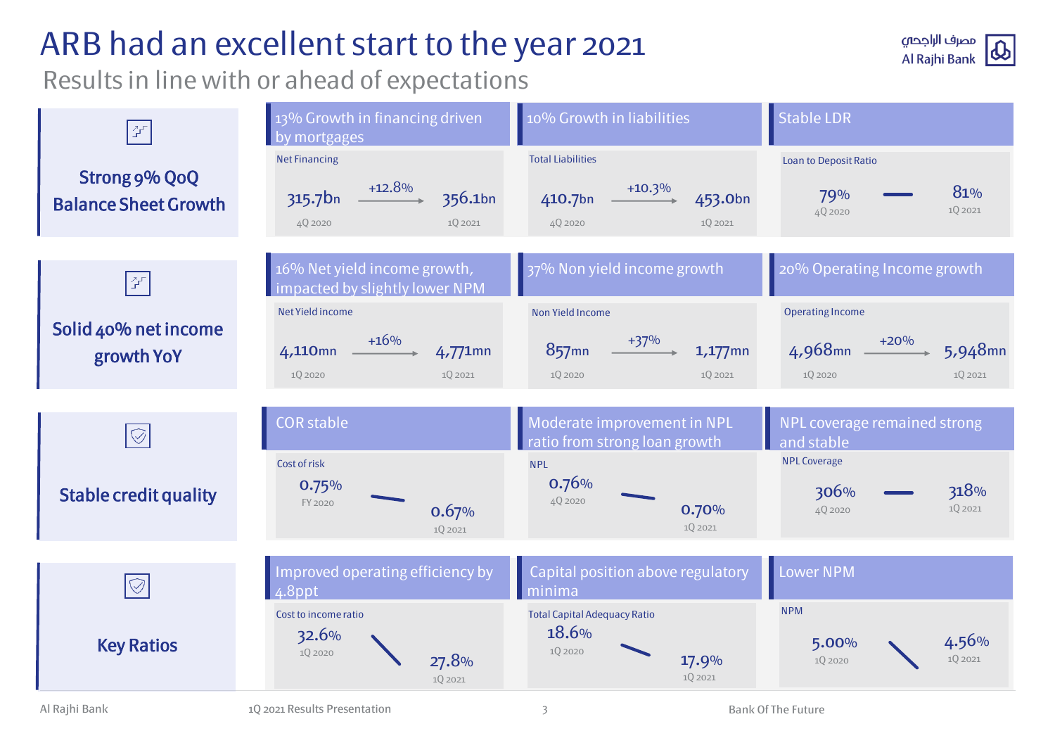# ARB had an excellent start to the year 2021

## Results in line with or ahead of expectations

### Strong 9% QoQ Balance Sheet Growth

**13% Growth in financing driven by mortgages**

Net Financing

| 4Q 2020 | Change | 1Q 2021 |
|---|---|---|
| 315.7bn | +12.8% | 356.1bn |

**10% Growth in liabilities**

Total Liabilities

| 4Q 2020 | Change | 1Q 2021 |
|---|---|---|
| 410.7bn | +10.3% | 453.0bn |

**Stable LDR**

Loan to Deposit Ratio

| 4Q 2020 | 1Q 2021 |
|---|---|
| 79% | 81% |

### Solid 40% net income growth YoY

**16% Net yield income growth, impacted by slightly lower NPM**

Net Yield income

| 1Q 2020 | Change | 1Q 2021 |
|---|---|---|
| 4,110mn | +16% | 4,771mn |

**37% Non yield income growth**

Non Yield Income

| 1Q 2020 | Change | 1Q 2021 |
|---|---|---|
| 857mn | +37% | 1,177mn |

**20% Operating Income growth**

Operating Income

| 1Q 2020 | Change | 1Q 2021 |
|---|---|---|
| 4,968mn | +20% | 5,948mn |

### Stable credit quality

**COR stable**

Cost of risk

| FY 2020 | 1Q 2021 |
|---|---|
| 0.75% | 0.67% |

**Moderate improvement in NPL ratio from strong loan growth**

NPL

| 4Q 2020 | 1Q 2021 |
|---|---|
| 0.76% | 0.70% |

**NPL coverage remained strong and stable**

NPL Coverage

| 4Q 2020 | 1Q 2021 |
|---|---|
| 306% | 318% |

### Key Ratios

**Improved operating efficiency by 4.8ppt**

Cost to income ratio

| 1Q 2020 | 1Q 2021 |
|---|---|
| 32.6% | 27.8% |

**Capital position above regulatory minima**

Total Capital Adequacy Ratio

| 1Q 2020 | 1Q 2021 |
|---|---|
| 18.6% | 17.9% |

**Lower NPM**

NPM

| 1Q 2020 | 1Q 2021 |
|---|---|
| 5.00% | 4.56% |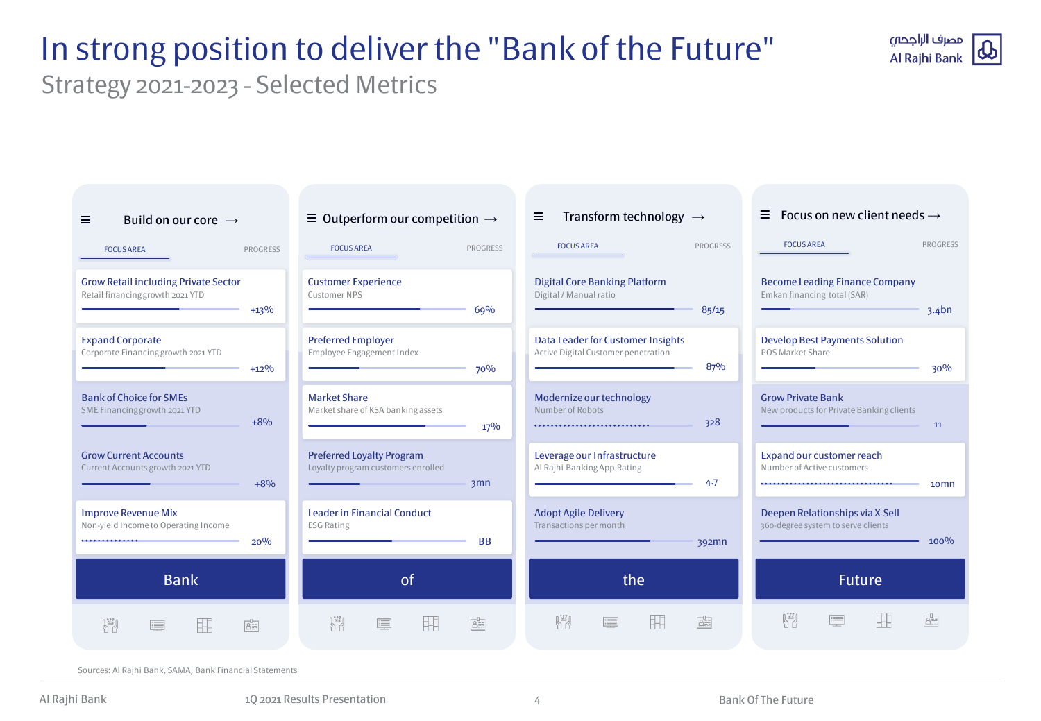# In strong position to deliver the "Bank of the Future"

## Strategy 2021-2023 - Selected Metrics

### Build on our core →

| Focus Area | Progress |
|---|---|
| Grow Retail including Private Sector<br>Retail financing growth 2021 YTD | +13% |
| Expand Corporate<br>Corporate Financing growth 2021 YTD | +12% |
| Bank of Choice for SMEs<br>SME Financing growth 2021 YTD | +8% |
| Grow Current Accounts<br>Current Accounts growth 2021 YTD | +8% |
| Improve Revenue Mix<br>Non-yield Income to Operating Income | 20% |

**Bank**

### Outperform our competition →

| Focus Area | Progress |
|---|---|
| Customer Experience<br>Customer NPS | 69% |
| Preferred Employer<br>Employee Engagement Index | 70% |
| Market Share<br>Market share of KSA banking assets | 17% |
| Preferred Loyalty Program<br>Loyalty program customers enrolled | 3mn |
| Leader in Financial Conduct<br>ESG Rating | BB |

**of**

### Transform technology →

| Focus Area | Progress |
|---|---|
| Digital Core Banking Platform<br>Digital / Manual ratio | 85/15 |
| Data Leader for Customer Insights<br>Active Digital Customer penetration | 87% |
| Modernize our technology<br>Number of Robots | 328 |
| Leverage our Infrastructure<br>Al Rajhi Banking App Rating | 4.7 |
| Adopt Agile Delivery<br>Transactions per month | 392mn |

**the**

### Focus on new client needs →

| Focus Area | Progress |
|---|---|
| Become Leading Finance Company<br>Emkan financing total (SAR) | 3.4bn |
| Develop Best Payments Solution<br>POS Market Share | 30% |
| Grow Private Bank<br>New products for Private Banking clients | 11 |
| Expand our customer reach<br>Number of Active customers | 10mn |
| Deepen Relationships via X-Sell<br>360-degree system to serve clients | 100% |

**Future**

Sources: Al Rajhi Bank, SAMA, Bank Financial Statements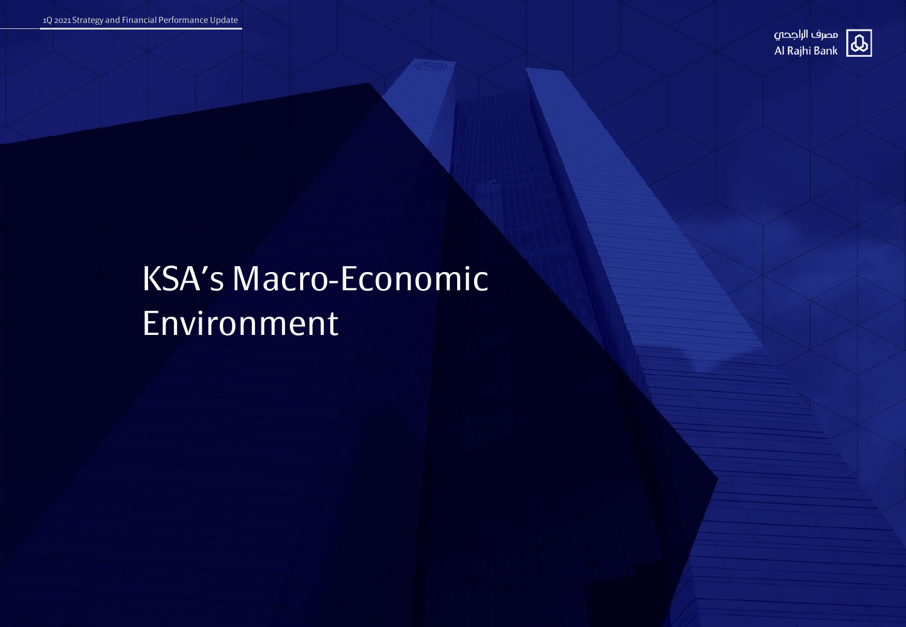# KSA's Macro-Economic Environment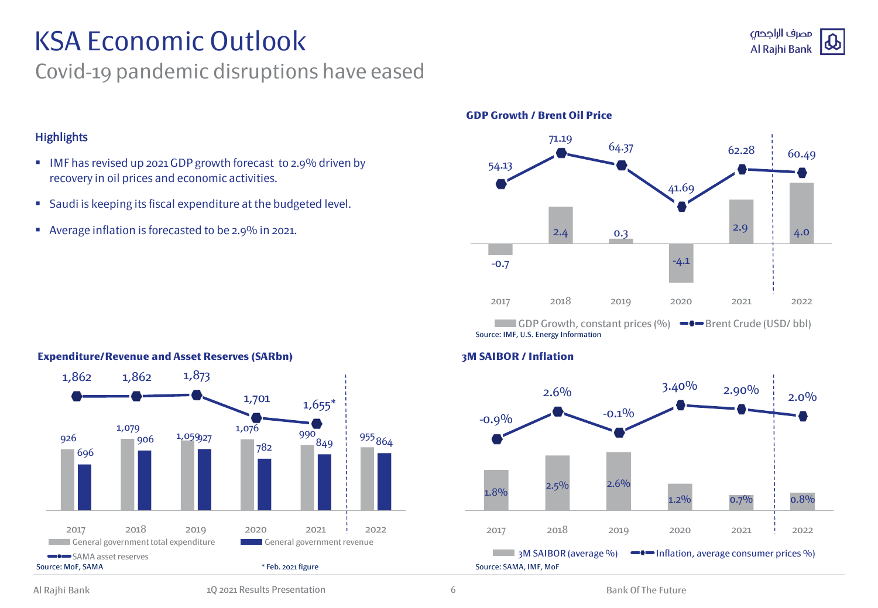# KSA Economic Outlook

## Covid-19 pandemic disruptions have eased

### Highlights

- IMF has revised up 2021 GDP growth forecast to 2.9% driven by recovery in oil prices and economic activities.
- Saudi is keeping its fiscal expenditure at the budgeted level.
- Average inflation is forecasted to be 2.9% in 2021.

**GDP Growth / Brent Oil Price**

| | 2017 | 2018 | 2019 | 2020 | 2021 | 2022 |
|---|---|---|---|---|---|---|
| GDP Growth, constant prices (%) | -0.7 | 2.4 | 0.3 | -4.1 | 2.9 | 4.0 |
| Brent Crude (USD/ bbl) | 54.13 | 71.19 | 64.37 | 41.69 | 62.28 | 60.49 |

Source: IMF, U.S. Energy Information

**Expenditure/Revenue and Asset Reserves (SARbn)**

| | 2017 | 2018 | 2019 | 2020 | 2021 | 2022 |
|---|---|---|---|---|---|---|
| General government total expenditure | 926 | 1,079 | 1,059 | 1,076 | 990 | 955 |
| General government revenue | 696 | 906 | 927 | 782 | 849 | 864 |
| SAMA asset reserves | 1,862 | 1,862 | 1,873 | 1,701 | 1,655* | |

Source: MoF, SAMA

* Feb. 2021 figure

**3M SAIBOR / Inflation**

| | 2017 | 2018 | 2019 | 2020 | 2021 | 2022 |
|---|---|---|---|---|---|---|
| 3M SAIBOR (average %) | 1.8% | 2.5% | 2.6% | 1.2% | 0.7% | 0.8% |
| Inflation, average consumer prices % | -0.9% | 2.6% | -0.1% | 3.40% | 2.90% | 2.0% |

Source: SAMA, IMF, MoF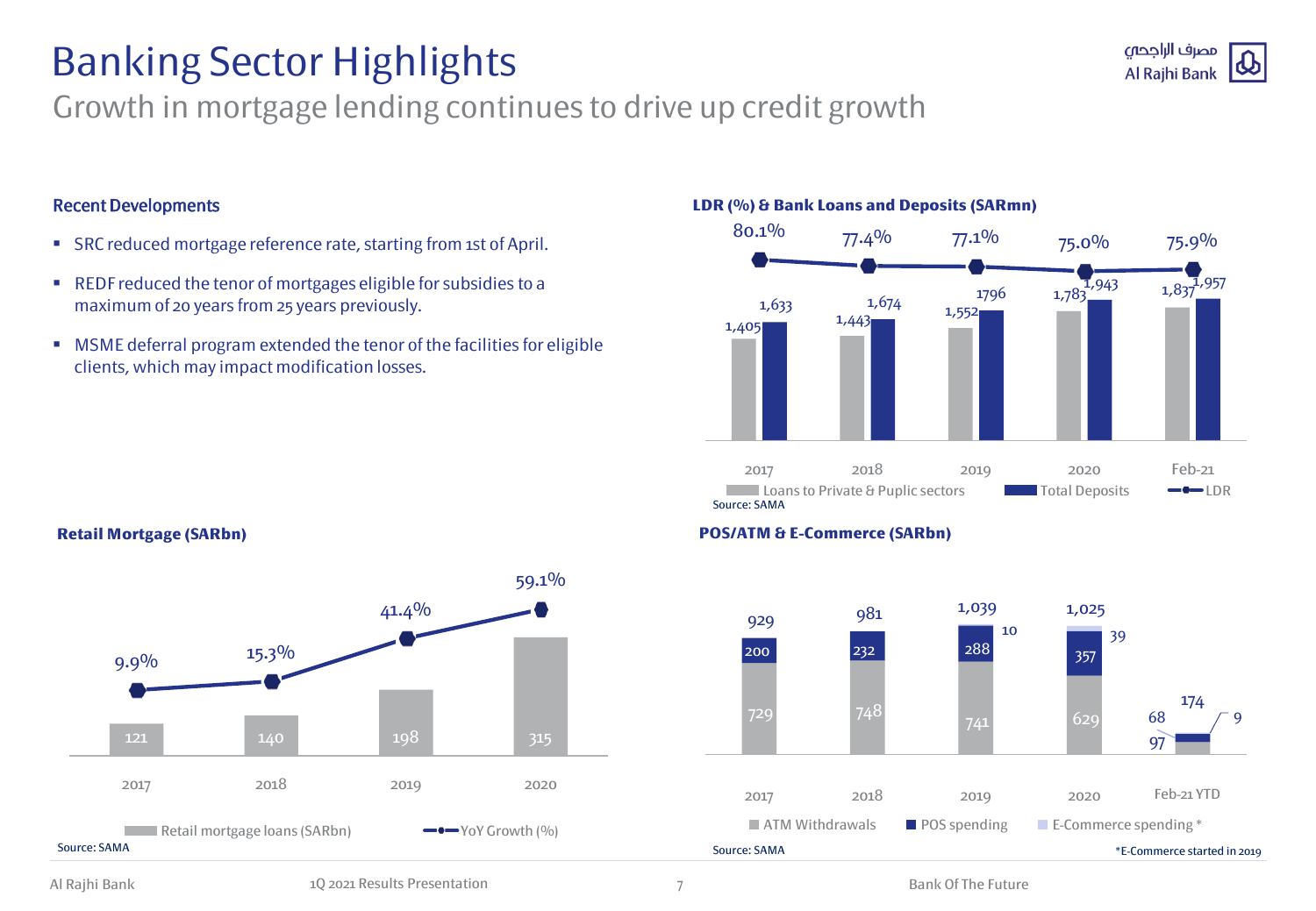# Banking Sector Highlights

## Growth in mortgage lending continues to drive up credit growth

### Recent Developments

- SRC reduced mortgage reference rate, starting from 1st of April.
- REDF reduced the tenor of mortgages eligible for subsidies to a maximum of 20 years from 25 years previously.
- MSME deferral program extended the tenor of the facilities for eligible clients, which may impact modification losses.

### LDR (%) & Bank Loans and Deposits (SARmn)

| | 2017 | 2018 | 2019 | 2020 | Feb-21 |
|---|---|---|---|---|---|
| Loans to Private & Puplic sectors | 1,405 | 1,443 | 1,552 | 1,783 | 1,837 |
| Total Deposits | 1,633 | 1,674 | 1796 | 1,943 | 1,957 |
| LDR | 80.1% | 77.4% | 77.1% | 75.0% | 75.9% |

Source: SAMA

### Retail Mortgage (SARbn)

| | 2017 | 2018 | 2019 | 2020 |
|---|---|---|---|---|
| Retail mortgage loans (SARbn) | 121 | 140 | 198 | 315 |
| YoY Growth (%) | 9.9% | 15.3% | 41.4% | 59.1% |

Source: SAMA

### POS/ATM & E-Commerce (SARbn)

| | 2017 | 2018 | 2019 | 2020 | Feb-21 YTD |
|---|---|---|---|---|---|
| ATM Withdrawals | 729 | 748 | 741 | 629 | 97 |
| POS spending | 200 | 232 | 288 | 357 | 68 |
| E-Commerce spending * | | | 10 | 39 | 9 |
| Total | 929 | 981 | 1,039 | 1,025 | 174 |

Source: SAMA

*E-Commerce started in 2019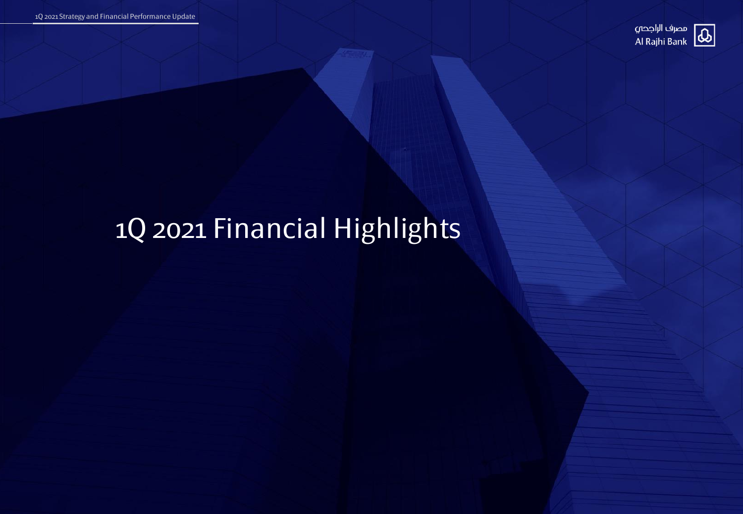# 1Q 2021 Financial Highlights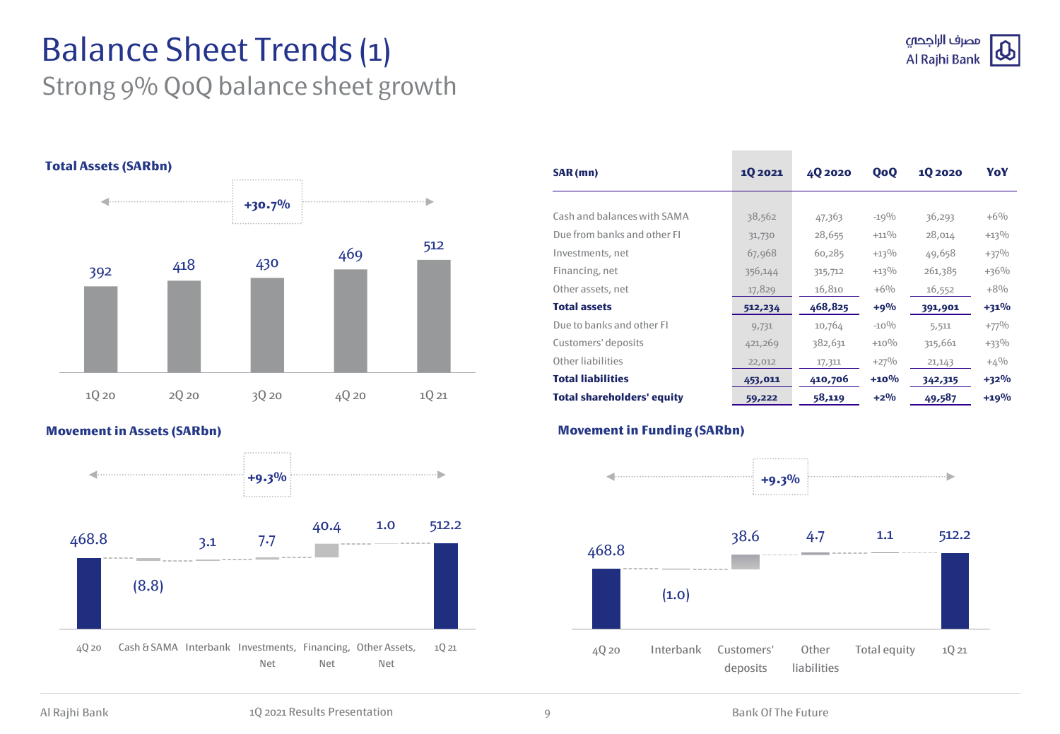# Balance Sheet Trends (1)

## Strong 9% QoQ balance sheet growth

### Total Assets (SARbn)

+30.7%

| 1Q 20 | 2Q 20 | 3Q 20 | 4Q 20 | 1Q 21 |
|---|---|---|---|---|
| 392 | 418 | 430 | 469 | 512 |

| SAR (mn) | 1Q 2021 | 4Q 2020 | QoQ | 1Q 2020 | YoY |
|---|---|---|---|---|---|
| Cash and balances with SAMA | 38,562 | 47,363 | -19% | 36,293 | +6% |
| Due from banks and other FI | 31,730 | 28,655 | +11% | 28,014 | +13% |
| Investments, net | 67,968 | 60,285 | +13% | 49,658 | +37% |
| Financing, net | 356,144 | 315,712 | +13% | 261,385 | +36% |
| Other assets, net | 17,829 | 16,810 | +6% | 16,552 | +8% |
| **Total assets** | **512,234** | **468,825** | **+9%** | **391,901** | **+31%** |
| Due to banks and other FI | 9,731 | 10,764 | -10% | 5,511 | +77% |
| Customers' deposits | 421,269 | 382,631 | +10% | 315,661 | +33% |
| Other liabilities | 22,012 | 17,311 | +27% | 21,143 | +4% |
| **Total liabilities** | **453,011** | **410,706** | **+10%** | **342,315** | **+32%** |
| **Total shareholders' equity** | **59,222** | **58,119** | **+2%** | **49,587** | **+19%** |

### Movement in Assets (SARbn)

+9.3%

| 4Q 20 | Cash & SAMA | Interbank | Investments, Net | Financing, Net | Other Assets, Net | 1Q 21 |
|---|---|---|---|---|---|---|
| 468.8 | (8.8) | 3.1 | 7.7 | 40.4 | 1.0 | 512.2 |

### Movement in Funding (SARbn)

+9.3%

| 4Q 20 | Interbank | Customers' deposits | Other liabilities | Total equity | 1Q 21 |
|---|---|---|---|---|---|
| 468.8 | (1.0) | 38.6 | 4.7 | 1.1 | 512.2 |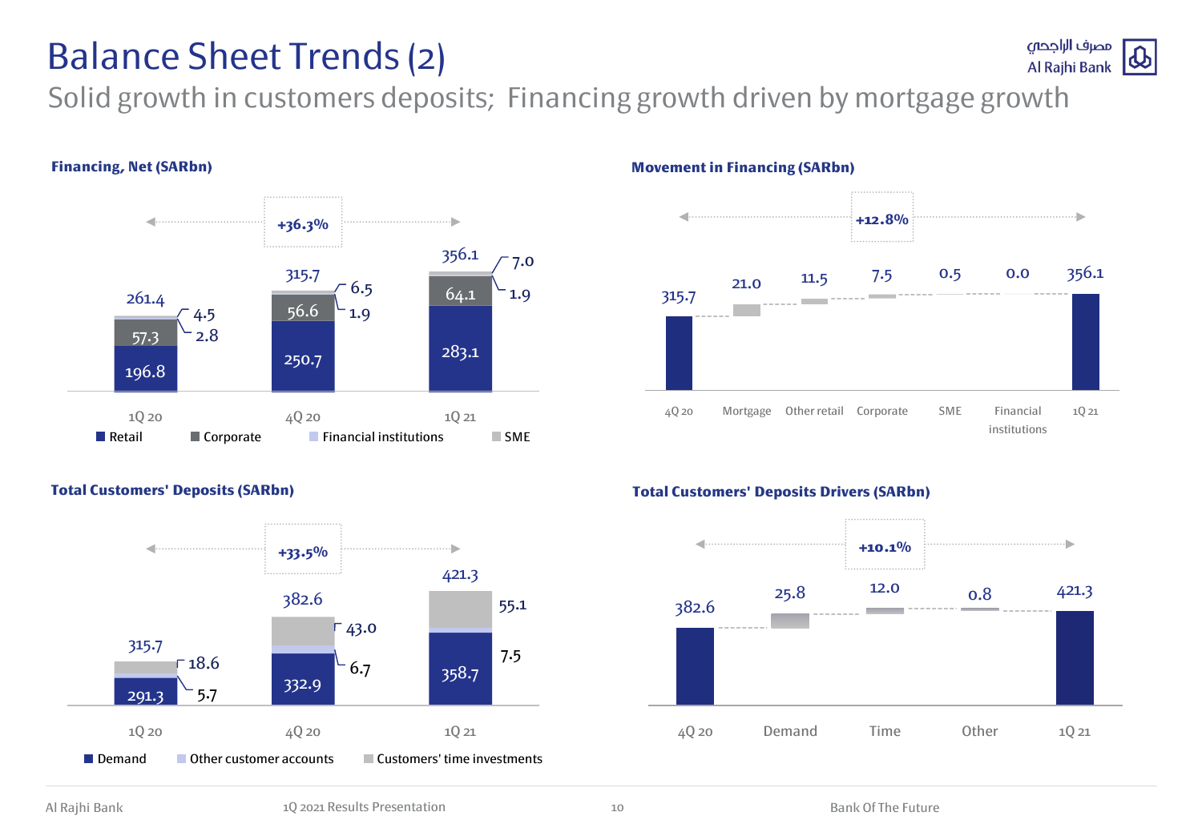# Balance Sheet Trends (2)

## Solid growth in customers deposits; Financing growth driven by mortgage growth

### Financing, Net (SARbn)

+36.3%

| | 1Q 20 | 4Q 20 | 1Q 21 |
|---|---|---|---|
| Retail | 196.8 | 250.7 | 283.1 |
| Corporate | 57.3 | 56.6 | 64.1 |
| Financial institutions | 2.8 | 1.9 | 1.9 |
| SME | 4.5 | 6.5 | 7.0 |
| Total | 261.4 | 315.7 | 356.1 |

### Movement in Financing (SARbn)

+12.8%

| 4Q 20 | Mortgage | Other retail | Corporate | SME | Financial institutions | 1Q 21 |
|---|---|---|---|---|---|---|
| 315.7 | 21.0 | 11.5 | 7.5 | 0.5 | 0.0 | 356.1 |

### Total Customers' Deposits (SARbn)

+33.5%

| | 1Q 20 | 4Q 20 | 1Q 21 |
|---|---|---|---|
| Demand | 291.3 | 332.9 | 358.7 |
| Other customer accounts | 5.7 | 6.7 | 7.5 |
| Customers' time investments | 18.6 | 43.0 | 55.1 |
| Total | 315.7 | 382.6 | 421.3 |

### Total Customers' Deposits Drivers (SARbn)

+10.1%

| 4Q 20 | Demand | Time | Other | 1Q 21 |
|---|---|---|---|---|
| 382.6 | 25.8 | 12.0 | 0.8 | 421.3 |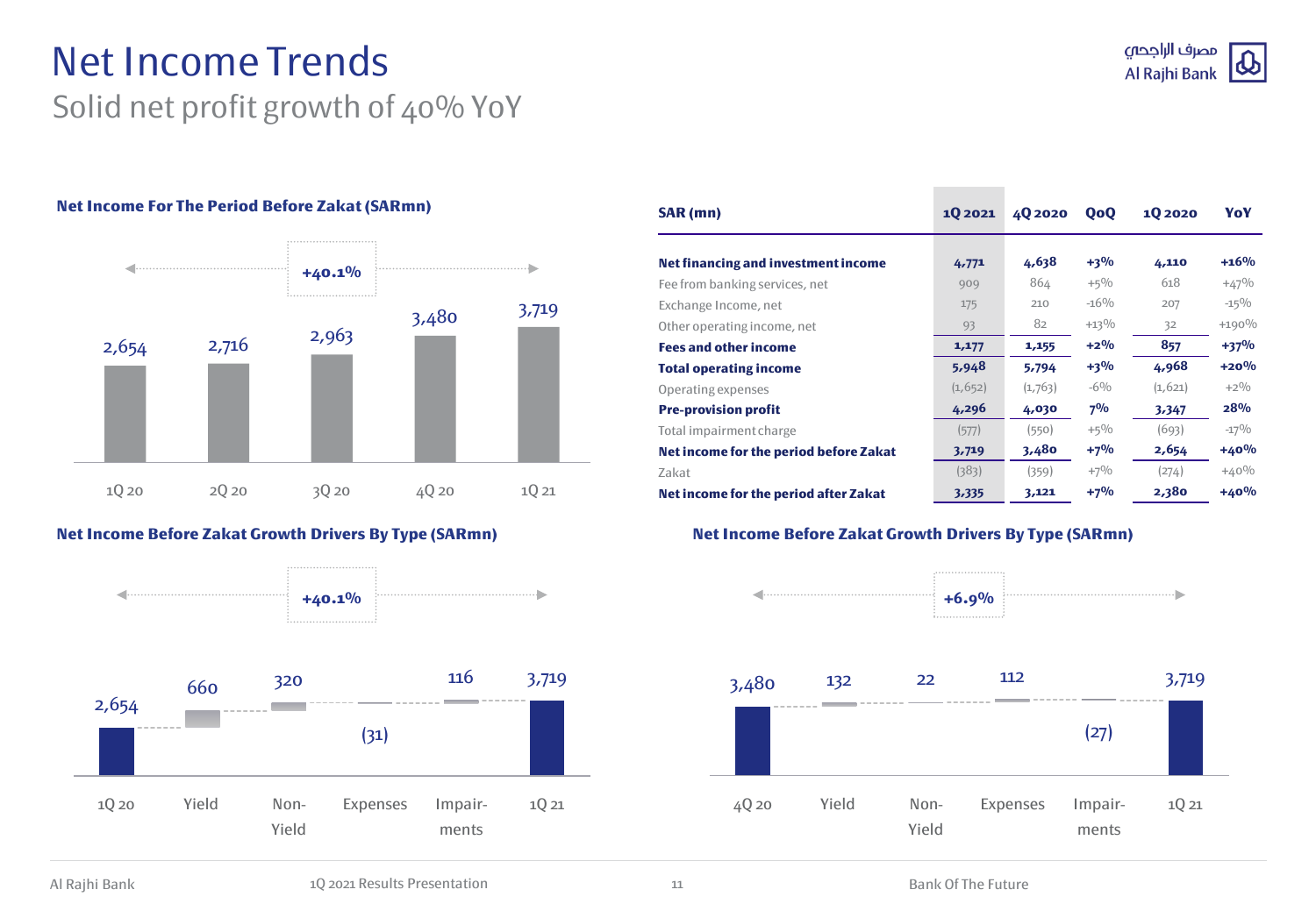# Net Income Trends

## Solid net profit growth of 40% YoY

### Net Income For The Period Before Zakat (SARmn)

+40.1%

| 1Q 20 | 2Q 20 | 3Q 20 | 4Q 20 | 1Q 21 |
|---|---|---|---|---|
| 2,654 | 2,716 | 2,963 | 3,480 | 3,719 |

| SAR (mn) | 1Q 2021 | 4Q 2020 | QoQ | 1Q 2020 | YoY |
|---|---|---|---|---|---|
| **Net financing and investment income** | **4,771** | **4,638** | **+3%** | **4,110** | **+16%** |
| Fee from banking services, net | 909 | 864 | +5% | 618 | +47% |
| Exchange Income, net | 175 | 210 | -16% | 207 | -15% |
| Other operating income, net | 93 | 82 | +13% | 32 | +190% |
| **Fees and other income** | **1,177** | **1,155** | **+2%** | **857** | **+37%** |
| **Total operating income** | **5,948** | **5,794** | **+3%** | **4,968** | **+20%** |
| Operating expenses | (1,652) | (1,763) | -6% | (1,621) | +2% |
| **Pre-provision profit** | **4,296** | **4,030** | **7%** | **3,347** | **28%** |
| Total impairment charge | (577) | (550) | +5% | (693) | -17% |
| **Net income for the period before Zakat** | **3,719** | **3,480** | **+7%** | **2,654** | **+40%** |
| Zakat | (383) | (359) | +7% | (274) | +40% |
| **Net income for the period after Zakat** | **3,335** | **3,121** | **+7%** | **2,380** | **+40%** |

### Net Income Before Zakat Growth Drivers By Type (SARmn)

+40.1%

| 1Q 20 | Yield | Non-Yield | Expenses | Impairments | 1Q 21 |
|---|---|---|---|---|---|
| 2,654 | 660 | 320 | (31) | 116 | 3,719 |

### Net Income Before Zakat Growth Drivers By Type (SARmn)

+6.9%

| 4Q 20 | Yield | Non-Yield | Expenses | Impairments | 1Q 21 |
|---|---|---|---|---|---|
| 3,480 | 132 | 22 | 112 | (27) | 3,719 |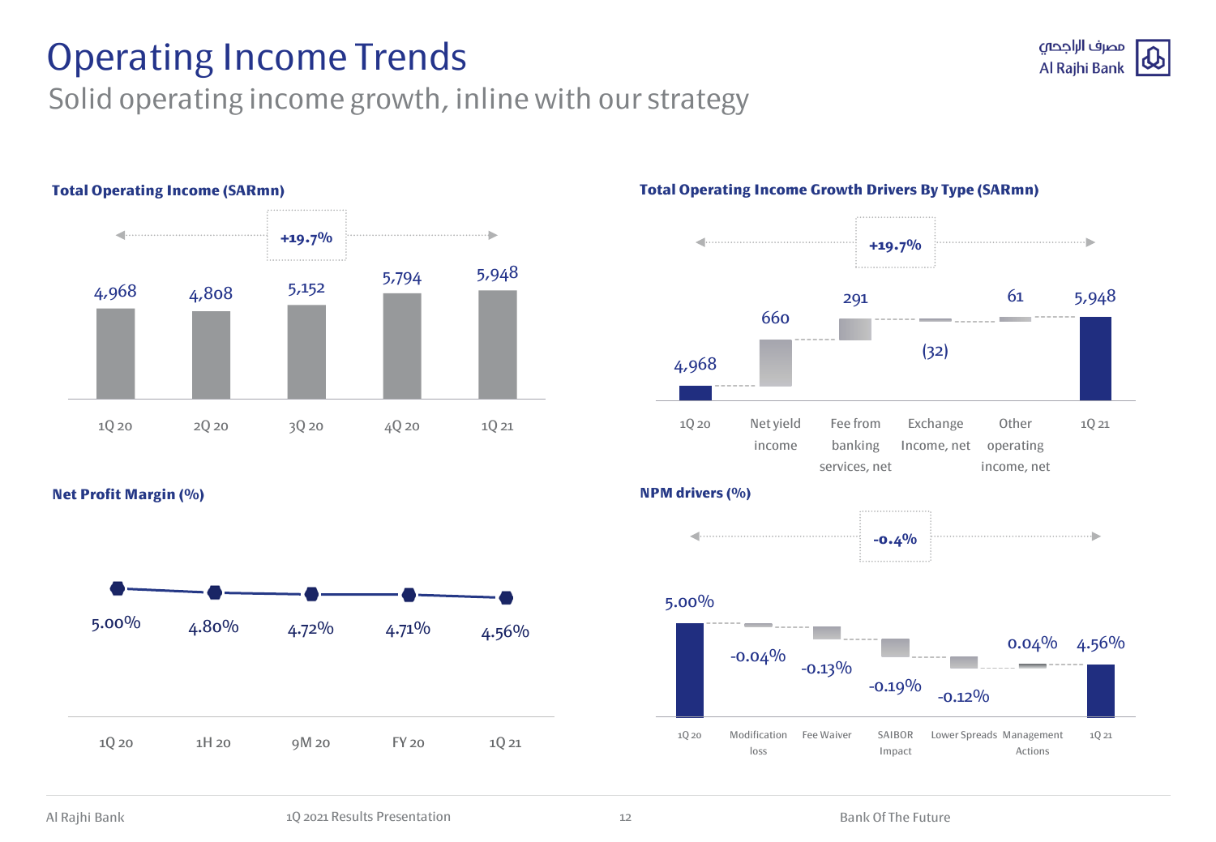# Operating Income Trends

## Solid operating income growth, inline with our strategy

### Total Operating Income (SARmn)

+19.7%

| 1Q 20 | 2Q 20 | 3Q 20 | 4Q 20 | 1Q 21 |
|---|---|---|---|---|
| 4,968 | 4,808 | 5,152 | 5,794 | 5,948 |

### Total Operating Income Growth Drivers By Type (SARmn)

+19.7%

| 1Q 20 | Net yield income | Fee from banking services, net | Exchange Income, net | Other operating income, net | 1Q 21 |
|---|---|---|---|---|---|
| 4,968 | 660 | 291 | (32) | 61 | 5,948 |

### Net Profit Margin (%)

| 1Q 20 | 1H 20 | 9M 20 | FY 20 | 1Q 21 |
|---|---|---|---|---|
| 5.00% | 4.80% | 4.72% | 4.71% | 4.56% |

### NPM drivers (%)

-0.4%

| 1Q 20 | Modification loss | Fee Waiver | SAIBOR Impact | Lower Spreads | Management Actions | 1Q 21 |
|---|---|---|---|---|---|---|
| 5.00% | -0.04% | -0.13% | -0.19% | -0.12% | 0.04% | 4.56% |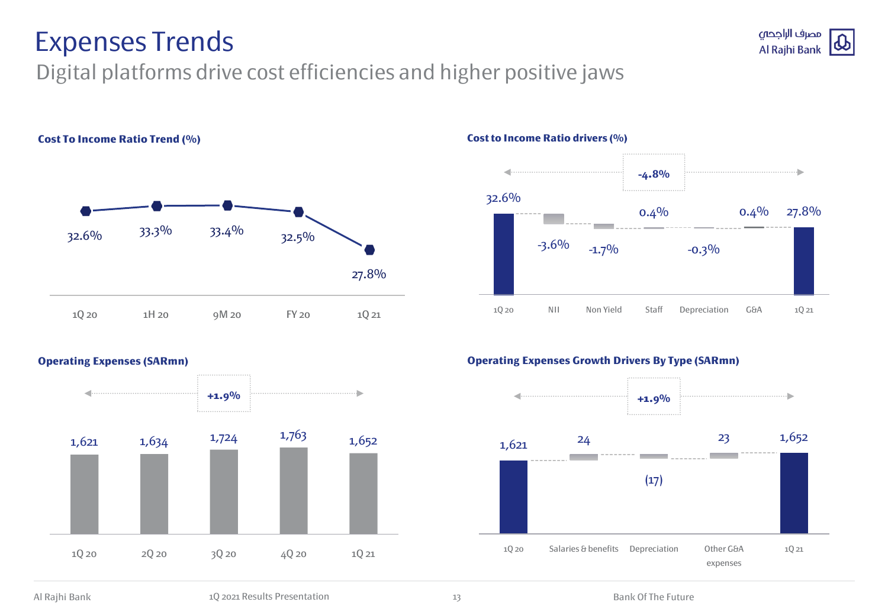# Expenses Trends

## Digital platforms drive cost efficiencies and higher positive jaws

### Cost To Income Ratio Trend (%)

| 1Q 20 | 1H 20 | 9M 20 | FY 20 | 1Q 21 |
|---|---|---|---|---|
| 32.6% | 33.3% | 33.4% | 32.5% | 27.8% |

### Cost to Income Ratio drivers (%)

-4.8%

| 1Q 20 | NII | Non Yield | Staff | Depreciation | G&A | 1Q 21 |
|---|---|---|---|---|---|---|
| 32.6% | -3.6% | -1.7% | 0.4% | -0.3% | 0.4% | 27.8% |

### Operating Expenses (SARmn)

+1.9%

| 1Q 20 | 2Q 20 | 3Q 20 | 4Q 20 | 1Q 21 |
|---|---|---|---|---|
| 1,621 | 1,634 | 1,724 | 1,763 | 1,652 |

### Operating Expenses Growth Drivers By Type (SARmn)

+1.9%

| 1Q 20 | Salaries & benefits | Depreciation | Other G&A expenses | 1Q 21 |
|---|---|---|---|---|
| 1,621 | 24 | (17) | 23 | 1,652 |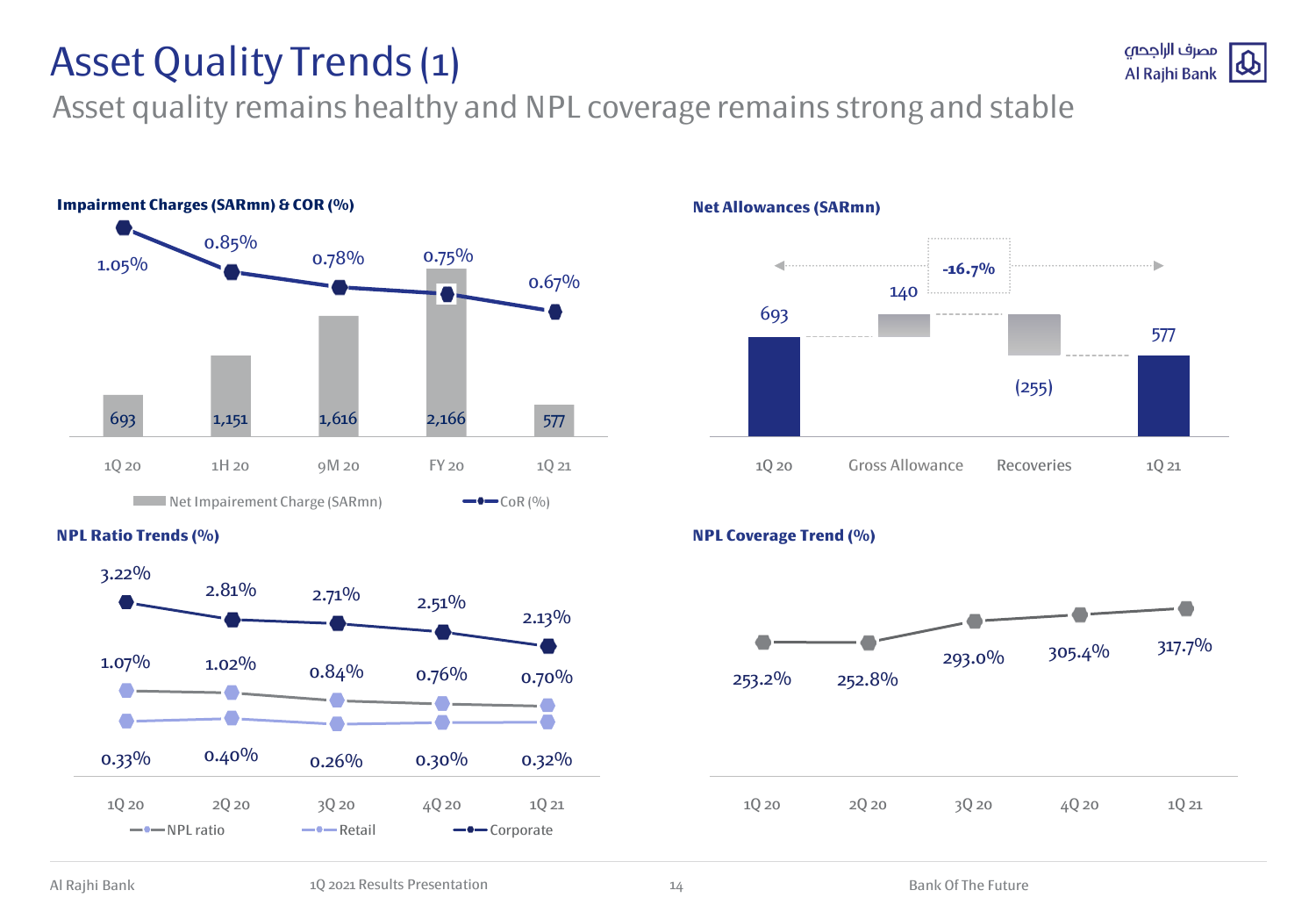# Asset Quality Trends (1)

## Asset quality remains healthy and NPL coverage remains strong and stable

### Impairment Charges (SARmn) & COR (%)

| | 1Q 20 | 1H 20 | 9M 20 | FY 20 | 1Q 21 |
|---|---|---|---|---|---|
| Net Impairement Charge (SARmn) | 693 | 1,151 | 1,616 | 2,166 | 577 |
| CoR (%) | 1.05% | 0.85% | 0.78% | 0.75% | 0.67% |

### Net Allowances (SARmn)

| 1Q 20 | Gross Allowance | Recoveries | 1Q 21 |
|---|---|---|---|
| 693 | 140 | (255) | 577 |

-16.7%

### NPL Ratio Trends (%)

| | 1Q 20 | 2Q 20 | 3Q 20 | 4Q 20 | 1Q 21 |
|---|---|---|---|---|---|
| NPL ratio | 1.07% | 1.02% | 0.84% | 0.76% | 0.70% |
| Retail | 0.33% | 0.40% | 0.26% | 0.30% | 0.32% |
| Corporate | 3.22% | 2.81% | 2.71% | 2.51% | 2.13% |

### NPL Coverage Trend (%)

| 1Q 20 | 2Q 20 | 3Q 20 | 4Q 20 | 1Q 21 |
|---|---|---|---|---|
| 253.2% | 252.8% | 293.0% | 305.4% | 317.7% |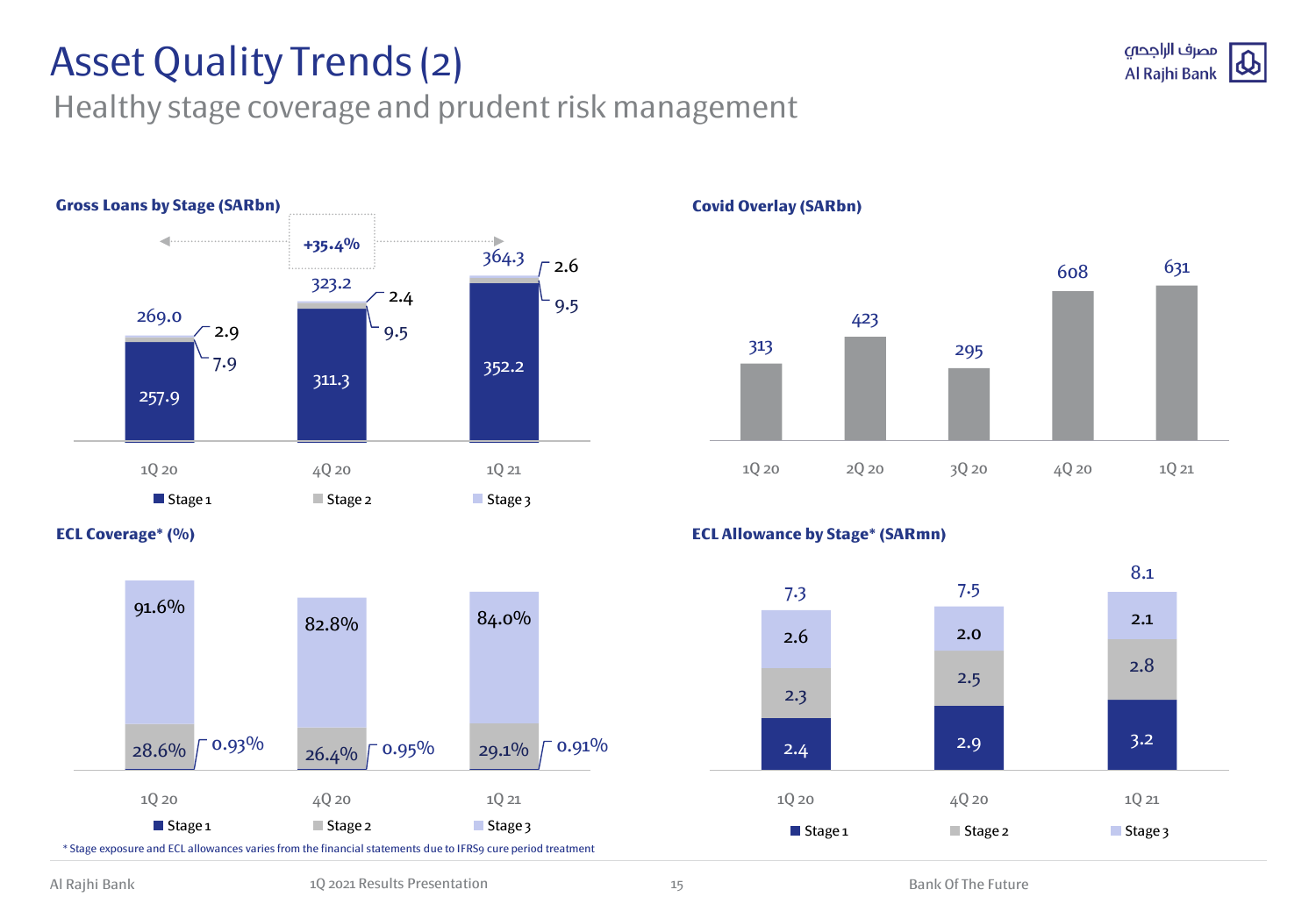# Asset Quality Trends (2)

## Healthy stage coverage and prudent risk management

### Gross Loans by Stage (SARbn)

+35.4% (1Q 20 to 1Q 21)

| | 1Q 20 | 4Q 20 | 1Q 21 |
|---|---|---|---|
| Stage 1 | 257.9 | 311.3 | 352.2 |
| Stage 2 | 7.9 | 9.5 | 9.5 |
| Stage 3 | 2.9 | 2.4 | 2.6 |
| Total | 269.0 | 323.2 | 364.3 |

### Covid Overlay (SARbn)

| 1Q 20 | 2Q 20 | 3Q 20 | 4Q 20 | 1Q 21 |
|---|---|---|---|---|
| 313 | 423 | 295 | 608 | 631 |

### ECL Coverage* (%)

| | 1Q 20 | 4Q 20 | 1Q 21 |
|---|---|---|---|
| Stage 1 | 0.93% | 0.95% | 0.91% |
| Stage 2 | 28.6% | 26.4% | 29.1% |
| Stage 3 | 91.6% | 82.8% | 84.0% |

### ECL Allowance by Stage* (SARmn)

| | 1Q 20 | 4Q 20 | 1Q 21 |
|---|---|---|---|
| Stage 1 | 2.4 | 2.9 | 3.2 |
| Stage 2 | 2.3 | 2.5 | 2.8 |
| Stage 3 | 2.6 | 2.0 | 2.1 |
| Total | 7.3 | 7.5 | 8.1 |

* Stage exposure and ECL allowances varies from the financial statements due to IFRS9 cure period treatment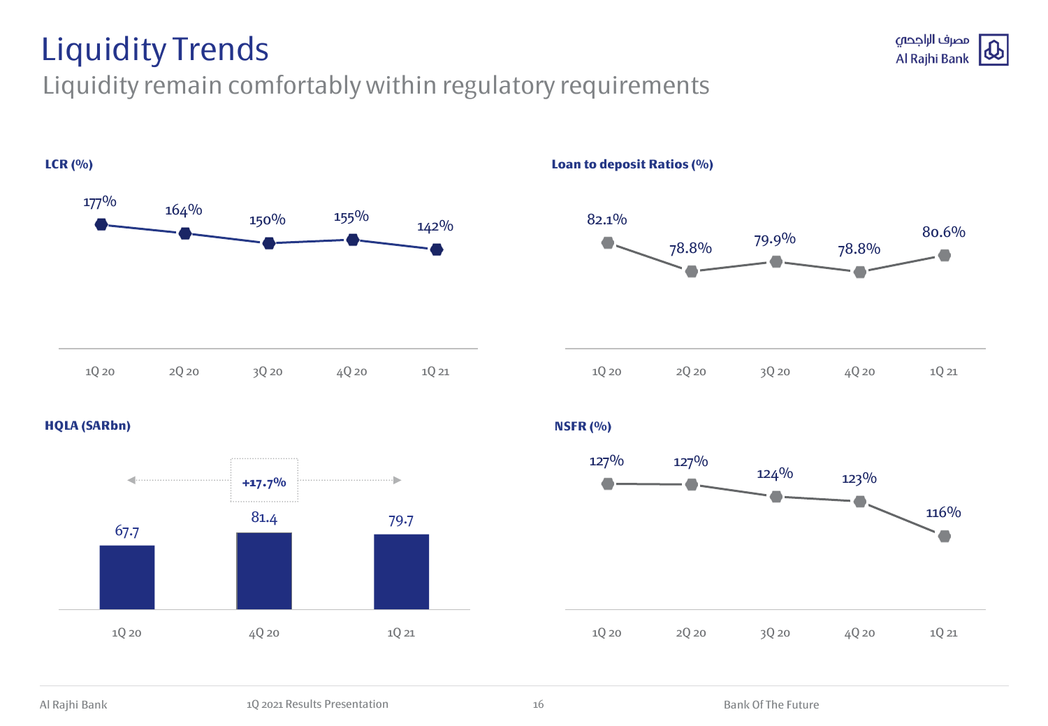# Liquidity Trends

## Liquidity remain comfortably within regulatory requirements

### LCR (%)

| 1Q 20 | 2Q 20 | 3Q 20 | 4Q 20 | 1Q 21 |
|---|---|---|---|---|
| 177% | 164% | 150% | 155% | 142% |

### Loan to deposit Ratios (%)

| 1Q 20 | 2Q 20 | 3Q 20 | 4Q 20 | 1Q 21 |
|---|---|---|---|---|
| 82.1% | 78.8% | 79.9% | 78.8% | 80.6% |

### HQLA (SARbn)

| 1Q 20 | 4Q 20 | 1Q 21 |
|---|---|---|
| 67.7 | 81.4 | 79.7 |

+17.7% (1Q 20 to 1Q 21)

### NSFR (%)

| 1Q 20 | 2Q 20 | 3Q 20 | 4Q 20 | 1Q 21 |
|---|---|---|---|---|
| 127% | 127% | 124% | 123% | 116% |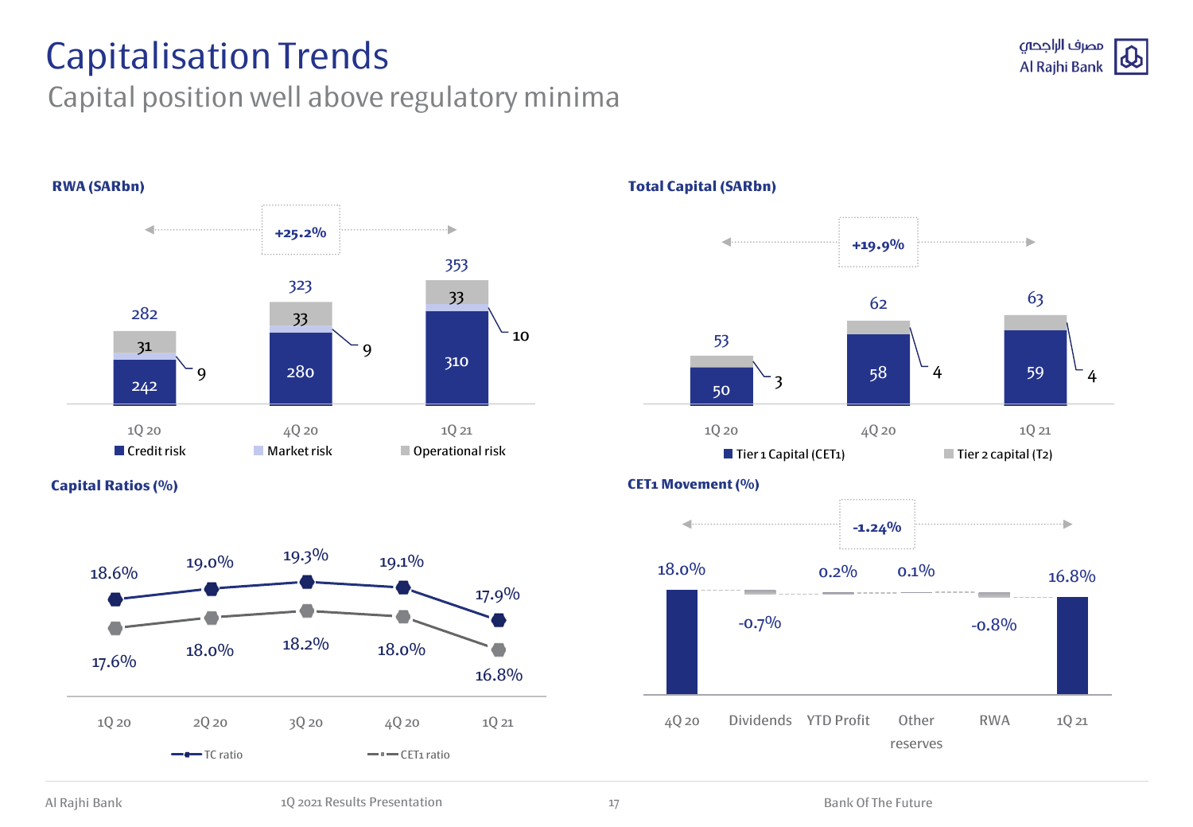# Capitalisation Trends

## Capital position well above regulatory minima

### RWA (SARbn)

+25.2%

| | 1Q 20 | 4Q 20 | 1Q 21 |
|---|---|---|---|
| Credit risk | 242 | 280 | 310 |
| Market risk | 9 | 9 | 10 |
| Operational risk | 31 | 33 | 33 |
| Total | 282 | 323 | 353 |

### Total Capital (SARbn)

+19.9%

| | 1Q 20 | 4Q 20 | 1Q 21 |
|---|---|---|---|
| Tier 1 Capital (CET1) | 50 | 58 | 59 |
| Tier 2 capital (T2) | 3 | 4 | 4 |
| Total | 53 | 62 | 63 |

### Capital Ratios (%)

| | 1Q 20 | 2Q 20 | 3Q 20 | 4Q 20 | 1Q 21 |
|---|---|---|---|---|---|
| TC ratio | 18.6% | 19.0% | 19.3% | 19.1% | 17.9% |
| CET1 ratio | 17.6% | 18.0% | 18.2% | 18.0% | 16.8% |

### CET1 Movement (%)

-1.24%

| 4Q 20 | Dividends | YTD Profit | Other reserves | RWA | 1Q 21 |
|---|---|---|---|---|---|
| 18.0% | -0.7% | 0.2% | 0.1% | -0.8% | 16.8% |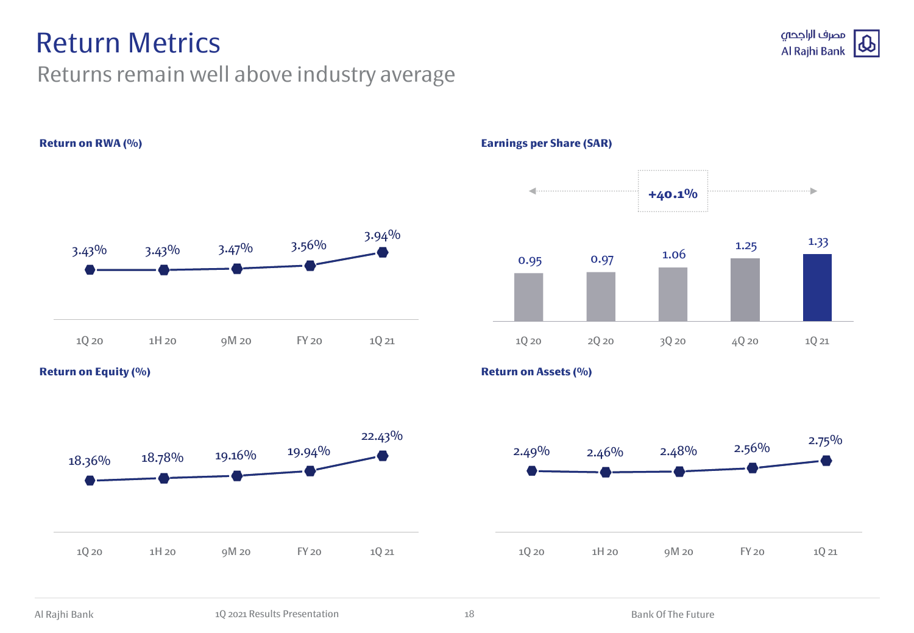# Return Metrics

## Returns remain well above industry average

**Return on RWA (%)**

| 1Q 20 | 1H 20 | 9M 20 | FY 20 | 1Q 21 |
|---|---|---|---|---|
| 3.43% | 3.43% | 3.47% | 3.56% | 3.94% |

**Earnings per Share (SAR)**

+40.1%

| 1Q 20 | 2Q 20 | 3Q 20 | 4Q 20 | 1Q 21 |
|---|---|---|---|---|
| 0.95 | 0.97 | 1.06 | 1.25 | 1.33 |

**Return on Equity (%)**

| 1Q 20 | 1H 20 | 9M 20 | FY 20 | 1Q 21 |
|---|---|---|---|---|
| 18.36% | 18.78% | 19.16% | 19.94% | 22.43% |

**Return on Assets (%)**

| 1Q 20 | 1H 20 | 9M 20 | FY 20 | 1Q 21 |
|---|---|---|---|---|
| 2.49% | 2.46% | 2.48% | 2.56% | 2.75% |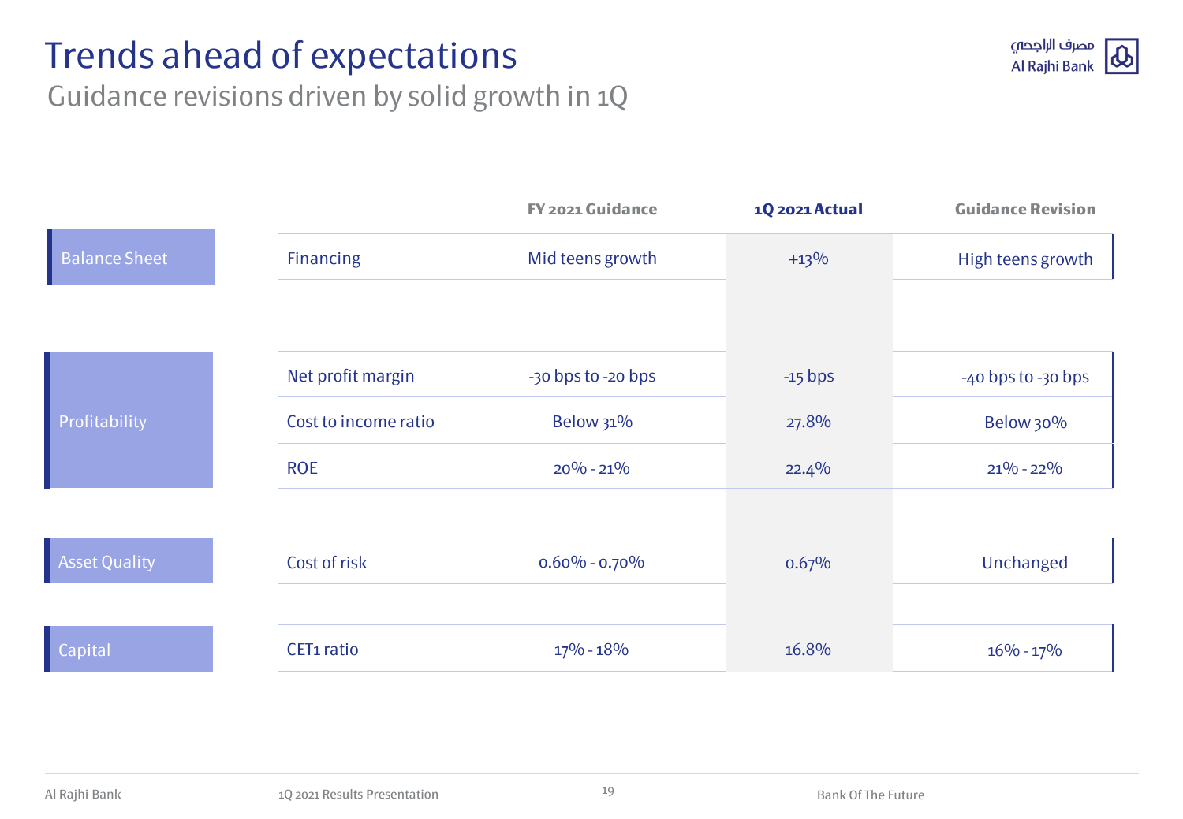# Trends ahead of expectations

## Guidance revisions driven by solid growth in 1Q

| | | FY 2021 Guidance | 1Q 2021 Actual | Guidance Revision |
|---|---|---|---|---|
| Balance Sheet | Financing | Mid teens growth | +13% | High teens growth |
| Profitability | Net profit margin | -30 bps to -20 bps | -15 bps | -40 bps to -30 bps |
| | Cost to income ratio | Below 31% | 27.8% | Below 30% |
| | ROE | 20% - 21% | 22.4% | 21% - 22% |
| Asset Quality | Cost of risk | 0.60% - 0.70% | 0.67% | Unchanged |
| Capital | CET1 ratio | 17% - 18% | 16.8% | 16% - 17% |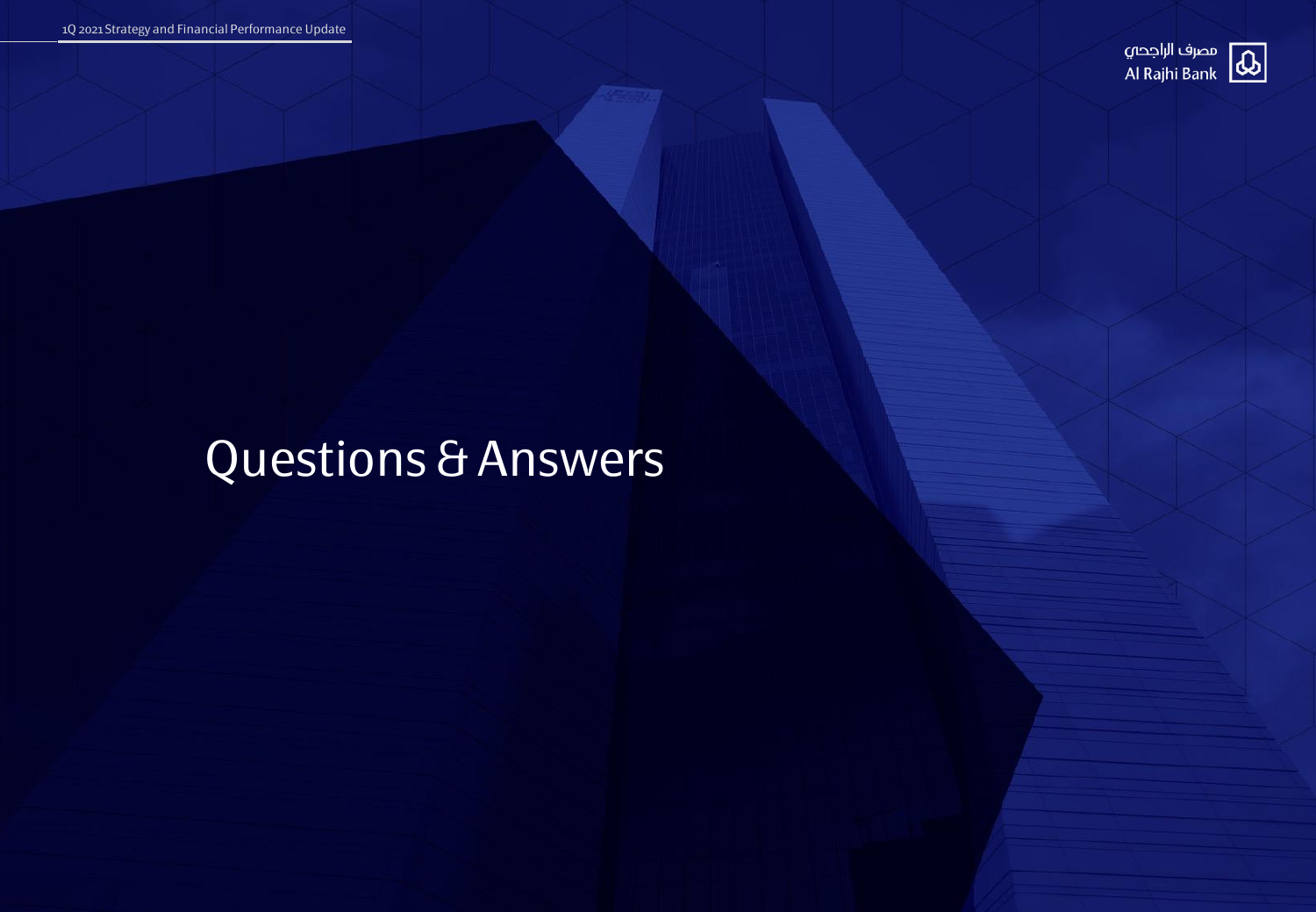# Questions & Answers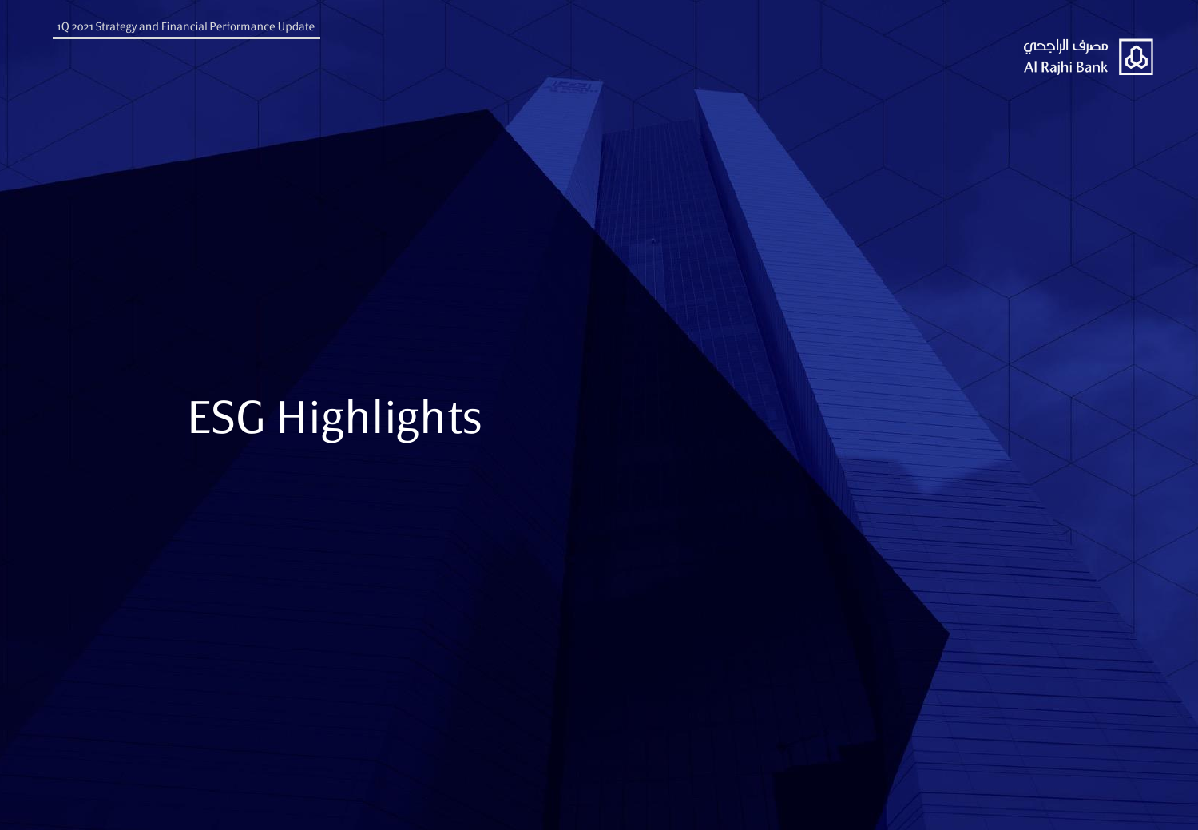# ESG Highlights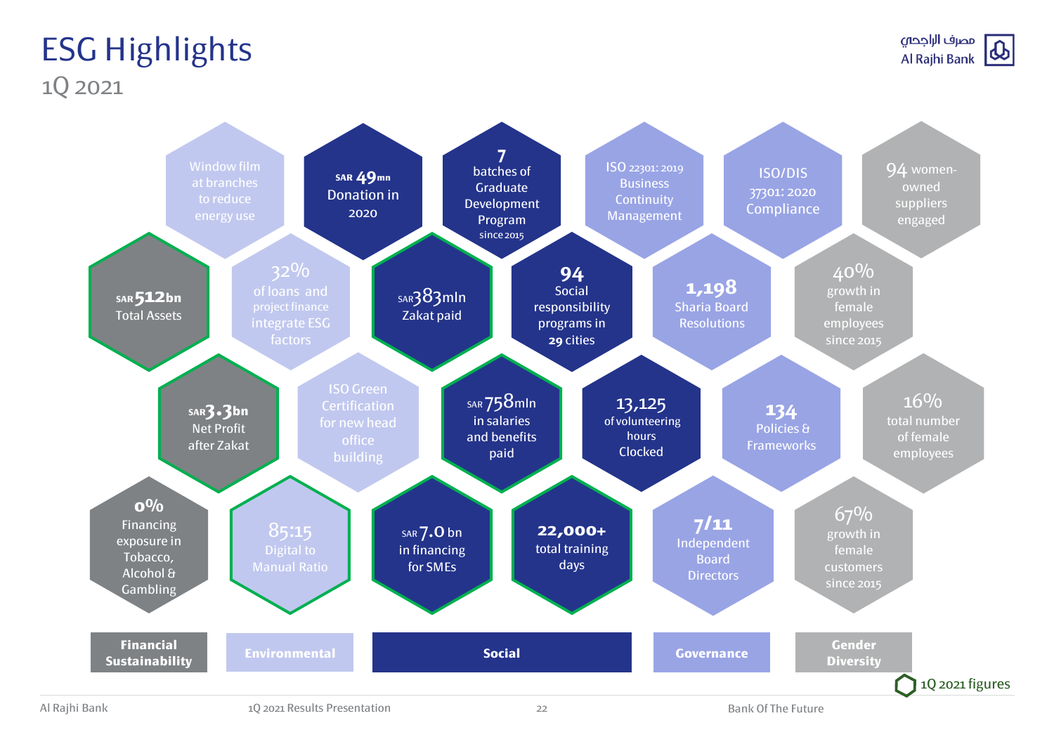# ESG Highlights

1Q 2021

مصرف الراجحي
Al Rajhi Bank

## Financial Sustainability

- **SAR 512bn** Total Assets
- **SAR 3.3bn** Net Profit after Zakat
- **0%** Financing exposure in Tobacco, Alcohol & Gambling

## Environmental

- Window film at branches to reduce energy use
- 32% of loans and project finance integrate ESG factors
- ISO Green Certification for new head office building
- 85:15 Digital to Manual Ratio

## Social

- SAR 49mn Donation in 2020
- 7 batches of Graduate Development Program since 2015
- SAR 383mln Zakat paid
- 94 Social responsibility programs in 29 cities
- SAR 758mln in salaries and benefits paid
- 13,125 of volunteering hours Clocked
- SAR 7.0 bn in financing for SMEs
- 22,000+ total training days

## Governance

- ISO 22301: 2019 Business Continuity Management
- ISO/DIS 37301: 2020 Compliance
- 1,198 Sharia Board Resolutions
- 134 Policies & Frameworks
- 7/11 Independent Board Directors

## Gender Diversity

- 94 women-owned suppliers engaged
- 40% growth in female employees since 2015
- 16% total number of female employees
- 67% growth in female customers since 2015

1Q 2021 figures (SAR 512bn Total Assets; SAR 3.3bn Net Profit after Zakat; SAR 383mln Zakat paid; SAR 758mln in salaries and benefits paid; 85:15 Digital to Manual Ratio; SAR 7.0 bn in financing for SMEs; 22,000+ total training days)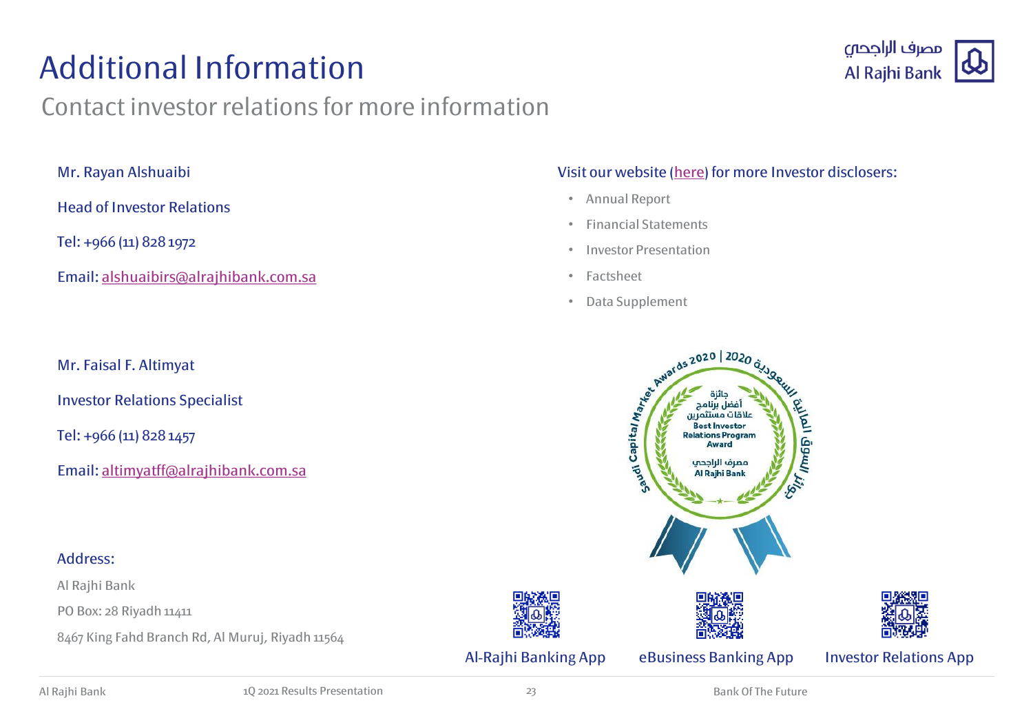# Additional Information

## Contact investor relations for more information

Mr. Rayan Alshuaibi

Head of Investor Relations

Tel: +966 (11) 828 1972

Email: alshuaibirs@alrajhibank.com.sa

Mr. Faisal F. Altimyat

Investor Relations Specialist

Tel: +966 (11) 828 1457

Email: altimyatff@alrajhibank.com.sa

Address:

Al Rajhi Bank

PO Box: 28 Riyadh 11411

8467 King Fahd Branch Rd, Al Muruj, Riyadh 11564

Visit our website (here) for more Investor disclosers:

- Annual Report
- Financial Statements
- Investor Presentation
- Factsheet
- Data Supplement

Al-Rajhi Banking App

eBusiness Banking App

Investor Relations App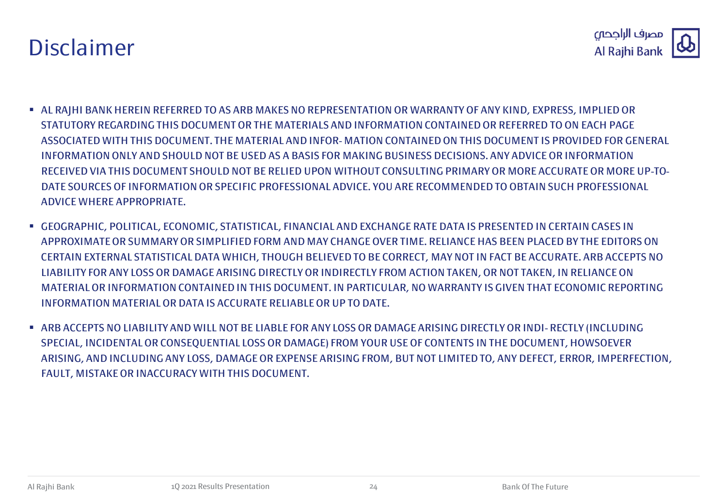# Disclaimer

- AL RAJHI BANK HEREIN REFERRED TO AS ARB MAKES NO REPRESENTATION OR WARRANTY OF ANY KIND, EXPRESS, IMPLIED OR STATUTORY REGARDING THIS DOCUMENT OR THE MATERIALS AND INFORMATION CONTAINED OR REFERRED TO ON EACH PAGE ASSOCIATED WITH THIS DOCUMENT. THE MATERIAL AND INFOR- MATION CONTAINED ON THIS DOCUMENT IS PROVIDED FOR GENERAL INFORMATION ONLY AND SHOULD NOT BE USED AS A BASIS FOR MAKING BUSINESS DECISIONS. ANY ADVICE OR INFORMATION RECEIVED VIA THIS DOCUMENT SHOULD NOT BE RELIED UPON WITHOUT CONSULTING PRIMARY OR MORE ACCURATE OR MORE UP-TO-DATE SOURCES OF INFORMATION OR SPECIFIC PROFESSIONAL ADVICE. YOU ARE RECOMMENDED TO OBTAIN SUCH PROFESSIONAL ADVICE WHERE APPROPRIATE.
- GEOGRAPHIC, POLITICAL, ECONOMIC, STATISTICAL, FINANCIAL AND EXCHANGE RATE DATA IS PRESENTED IN CERTAIN CASES IN APPROXIMATE OR SUMMARY OR SIMPLIFIED FORM AND MAY CHANGE OVER TIME. RELIANCE HAS BEEN PLACED BY THE EDITORS ON CERTAIN EXTERNAL STATISTICAL DATA WHICH, THOUGH BELIEVED TO BE CORRECT, MAY NOT IN FACT BE ACCURATE. ARB ACCEPTS NO LIABILITY FOR ANY LOSS OR DAMAGE ARISING DIRECTLY OR INDIRECTLY FROM ACTION TAKEN, OR NOT TAKEN, IN RELIANCE ON MATERIAL OR INFORMATION CONTAINED IN THIS DOCUMENT. IN PARTICULAR, NO WARRANTY IS GIVEN THAT ECONOMIC REPORTING INFORMATION MATERIAL OR DATA IS ACCURATE RELIABLE OR UP TO DATE.
- ARB ACCEPTS NO LIABILITY AND WILL NOT BE LIABLE FOR ANY LOSS OR DAMAGE ARISING DIRECTLY OR INDI- RECTLY (INCLUDING SPECIAL, INCIDENTAL OR CONSEQUENTIAL LOSS OR DAMAGE) FROM YOUR USE OF CONTENTS IN THE DOCUMENT, HOWSOEVER ARISING, AND INCLUDING ANY LOSS, DAMAGE OR EXPENSE ARISING FROM, BUT NOT LIMITED TO, ANY DEFECT, ERROR, IMPERFECTION, FAULT, MISTAKE OR INACCURACY WITH THIS DOCUMENT.